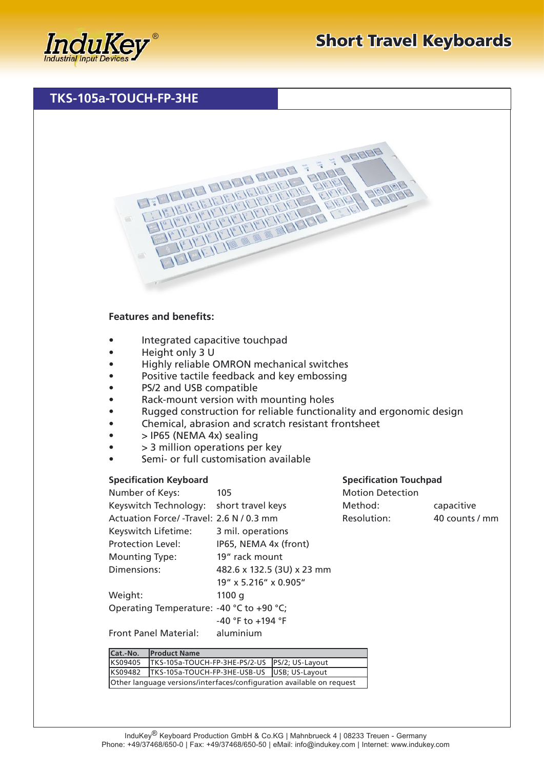# TKS-105a-TOUCH-FP-3HE

## Features and benefits:

- Integrated capacitive touchpad
- Height only 3 U
- Highly reliable OMRON mechanical switches
- Positive tactile feedback and key embossing
- PS/2 and USB compatible
- Rack-mount version with mounting holes
- Rugged construction for reliable functionality and ergonomic design
- Chemical, abrasion and scratch resistant frontsheet
- > IP65 (NEMA 4x) sealing
- > 3 million operations per key
- Semi- or full customisation available

### Specification Keyboard

| | |
|---|---|
| Number of Keys: | 105 |
| Keyswitch Technology: | short travel keys |
| Actuation Force/ -Travel: | 2.6 N / 0.3 mm |
| Keyswitch Lifetime: | 3 mil. operations |
| Protection Level: | IP65, NEMA 4x (front) |
| Mounting Type: | 19" rack mount |
| Dimensions: | 482.6 x 132.5 (3U) x 23 mm<br>19" x 5.216" x 0.905" |
| Weight: | 1100 g |
| Operating Temperature: | -40 °C to +90 °C;<br>-40 °F to +194 °F |
| Front Panel Material: | aluminium |

### Specification Touchpad

| | |
|---|---|
| Motion Detection Method: | capacitive |
| Resolution: | 40 counts / mm |

| Cat.-No. | Product Name | |
|---|---|---|
| KS09405 | TKS-105a-TOUCH-FP-3HE-PS/2-US | PS/2; US-Layout |
| KS09482 | TKS-105a-TOUCH-FP-3HE-USB-US | USB; US-Layout |
| Other language versions/interfaces/configuration available on request | | |

InduKey® Keyboard Production GmbH & Co.KG | Mahnbrueck 4 | 08233 Treuen - Germany
Phone: +49/37468/650-0 | Fax: +49/37468/650-50 | eMail: info@indukey.com | Internet: www.indukey.com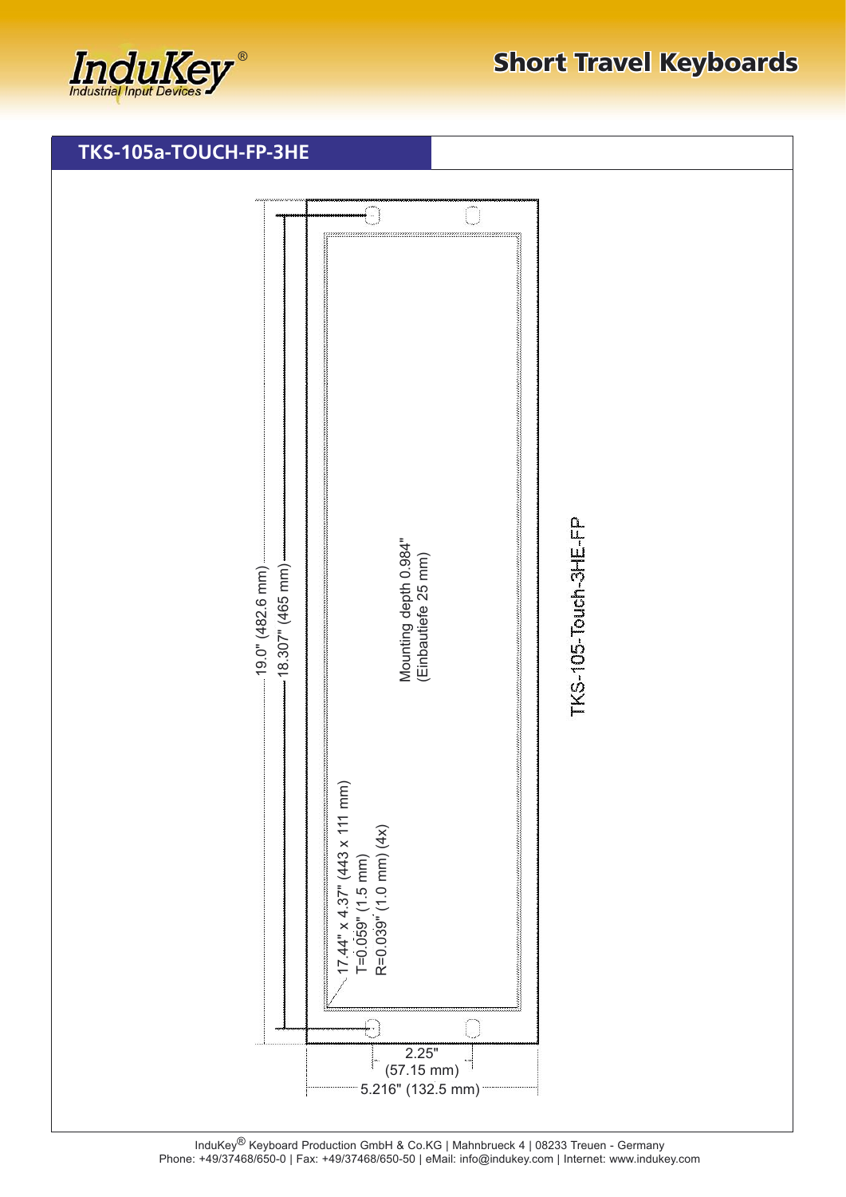## TKS-105a-TOUCH-FP-3HE

19.0" (482.6 mm)

18.307" (465 mm)

Mounting depth 0.984"
(Einbautiefe 25 mm)

TKS-105-Touch-3HE-FP

17.44" x 4.37" (443 x 111 mm)
T=0.059" (1.5 mm)
R=0.039" (1.0 mm) (4x)

2.25"
(57.15 mm)

5.216" (132.5 mm)